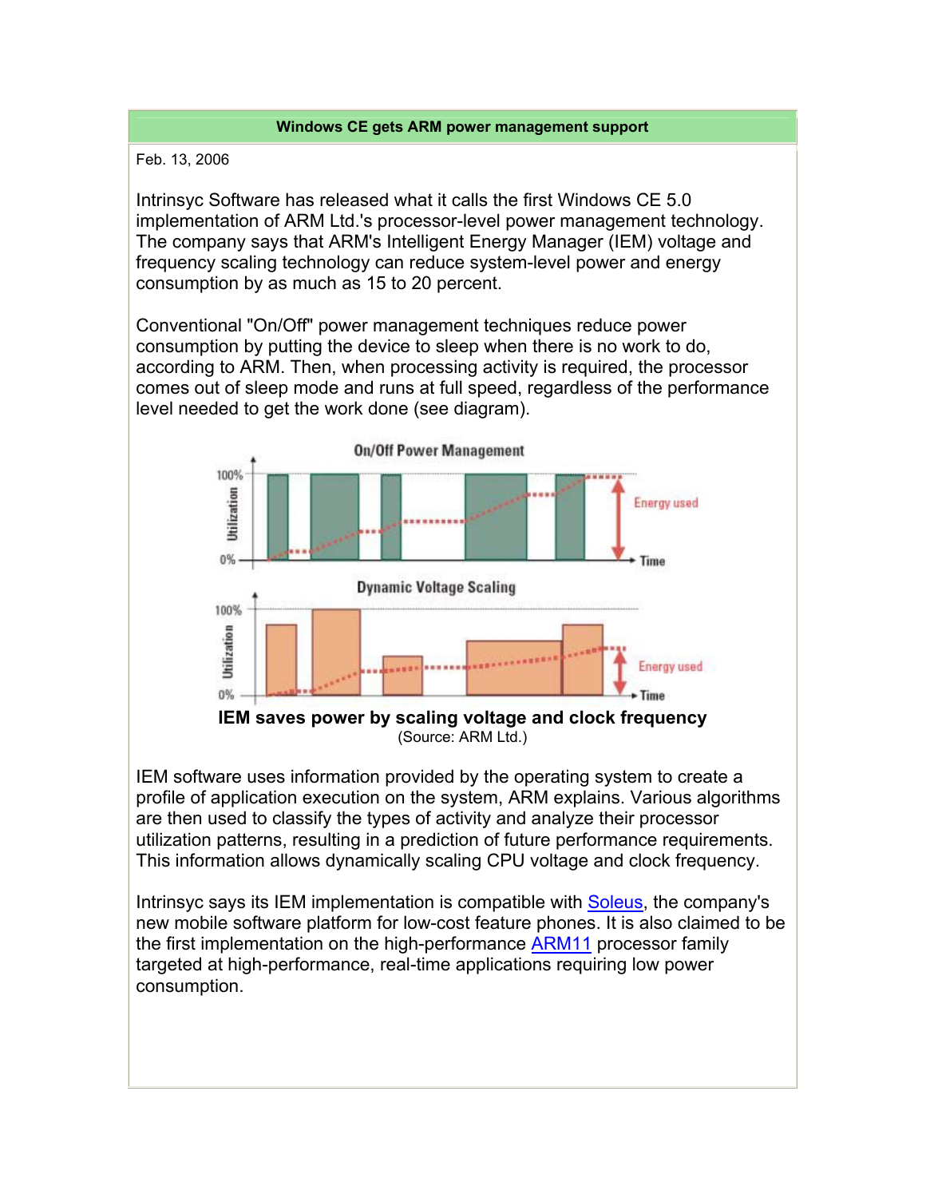## Windows CE gets ARM power management support

Feb. 13, 2006

Intrinsyc Software has released what it calls the first Windows CE 5.0 implementation of ARM Ltd.'s processor-level power management technology. The company says that ARM's Intelligent Energy Manager (IEM) voltage and frequency scaling technology can reduce system-level power and energy consumption by as much as 15 to 20 percent.

Conventional "On/Off" power management techniques reduce power consumption by putting the device to sleep when there is no work to do, according to ARM. Then, when processing activity is required, the processor comes out of sleep mode and runs at full speed, regardless of the performance level needed to get the work done (see diagram).

**IEM saves power by scaling voltage and clock frequency**
(Source: ARM Ltd.)

IEM software uses information provided by the operating system to create a profile of application execution on the system, ARM explains. Various algorithms are then used to classify the types of activity and analyze their processor utilization patterns, resulting in a prediction of future performance requirements. This information allows dynamically scaling CPU voltage and clock frequency.

Intrinsyc says its IEM implementation is compatible with Soleus, the company's new mobile software platform for low-cost feature phones. It is also claimed to be the first implementation on the high-performance ARM11 processor family targeted at high-performance, real-time applications requiring low power consumption.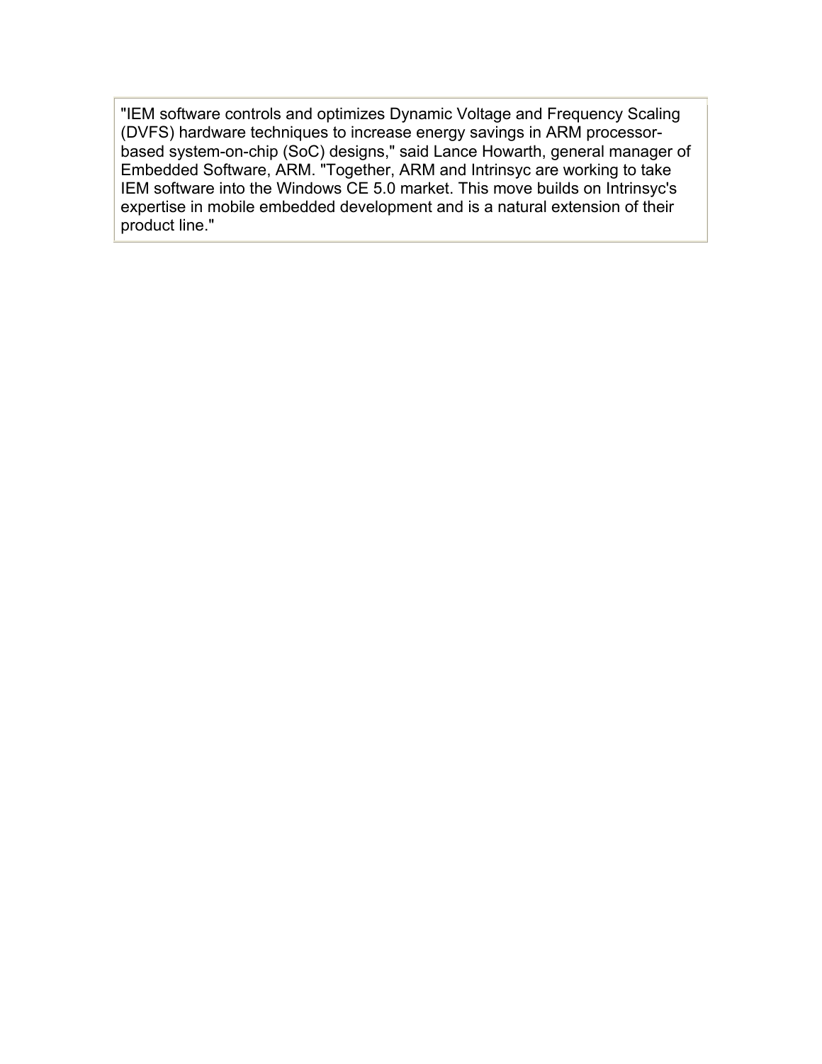"IEM software controls and optimizes Dynamic Voltage and Frequency Scaling (DVFS) hardware techniques to increase energy savings in ARM processor-based system-on-chip (SoC) designs," said Lance Howarth, general manager of Embedded Software, ARM. "Together, ARM and Intrinsyc are working to take IEM software into the Windows CE 5.0 market. This move builds on Intrinsyc's expertise in mobile embedded development and is a natural extension of their product line."